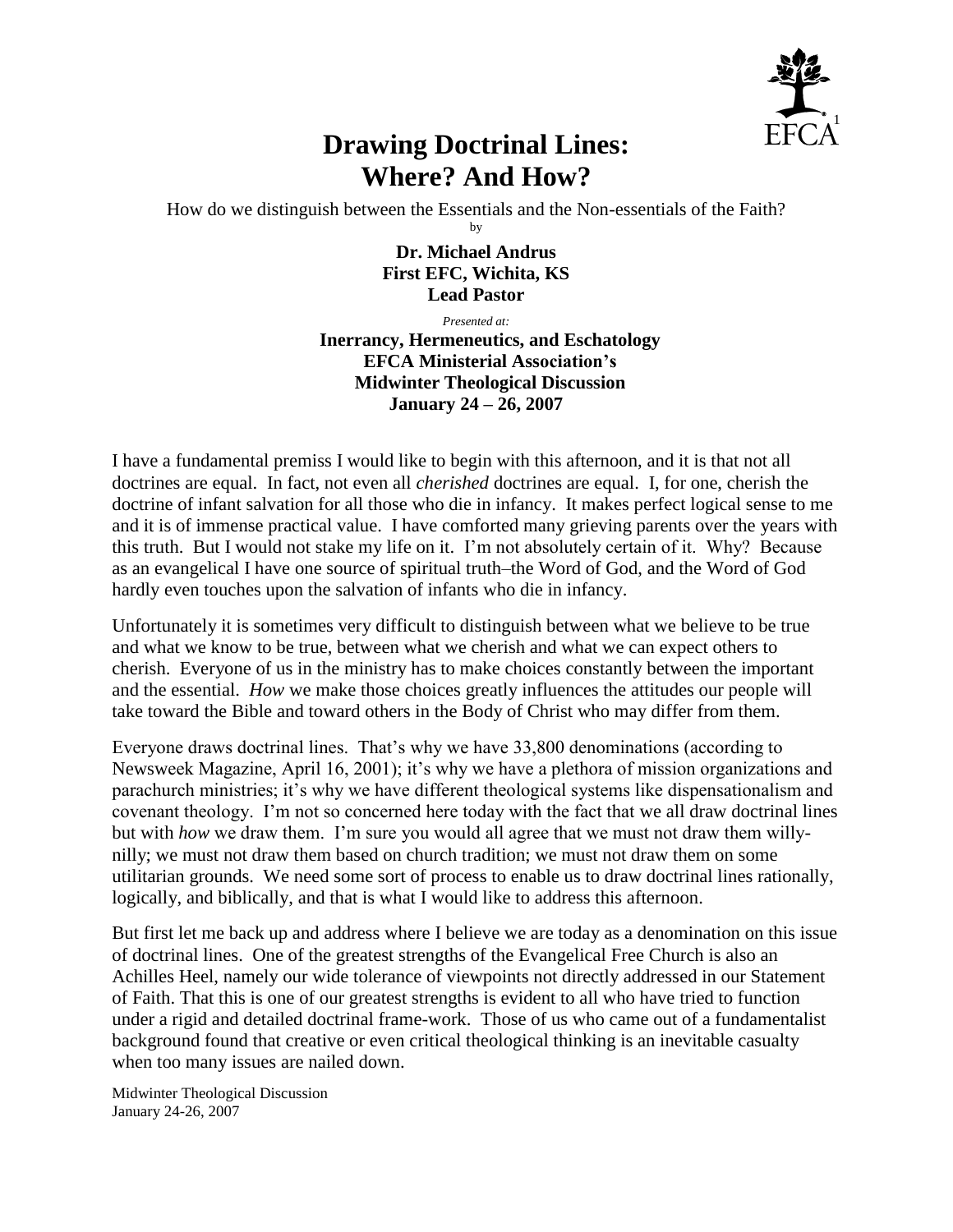# Drawing Doctrinal Lines: Where? And How?

How do we distinguish between the Essentials and the Non-essentials of the Faith?

by

**Dr. Michael Andrus**
**First EFC, Wichita, KS**
**Lead Pastor**

*Presented at:*

**Inerrancy, Hermeneutics, and Eschatology**
**EFCA Ministerial Association's**
**Midwinter Theological Discussion**
**January 24 – 26, 2007**

I have a fundamental premiss I would like to begin with this afternoon, and it is that not all doctrines are equal. In fact, not even all *cherished* doctrines are equal. I, for one, cherish the doctrine of infant salvation for all those who die in infancy. It makes perfect logical sense to me and it is of immense practical value. I have comforted many grieving parents over the years with this truth. But I would not stake my life on it. I'm not absolutely certain of it. Why? Because as an evangelical I have one source of spiritual truth–the Word of God, and the Word of God hardly even touches upon the salvation of infants who die in infancy.

Unfortunately it is sometimes very difficult to distinguish between what we believe to be true and what we know to be true, between what we cherish and what we can expect others to cherish. Everyone of us in the ministry has to make choices constantly between the important and the essential. *How* we make those choices greatly influences the attitudes our people will take toward the Bible and toward others in the Body of Christ who may differ from them.

Everyone draws doctrinal lines. That's why we have 33,800 denominations (according to Newsweek Magazine, April 16, 2001); it's why we have a plethora of mission organizations and parachurch ministries; it's why we have different theological systems like dispensationalism and covenant theology. I'm not so concerned here today with the fact that we all draw doctrinal lines but with *how* we draw them. I'm sure you would all agree that we must not draw them willy-nilly; we must not draw them based on church tradition; we must not draw them on some utilitarian grounds. We need some sort of process to enable us to draw doctrinal lines rationally, logically, and biblically, and that is what I would like to address this afternoon.

But first let me back up and address where I believe we are today as a denomination on this issue of doctrinal lines. One of the greatest strengths of the Evangelical Free Church is also an Achilles Heel, namely our wide tolerance of viewpoints not directly addressed in our Statement of Faith. That this is one of our greatest strengths is evident to all who have tried to function under a rigid and detailed doctrinal frame-work. Those of us who came out of a fundamentalist background found that creative or even critical theological thinking is an inevitable casualty when too many issues are nailed down.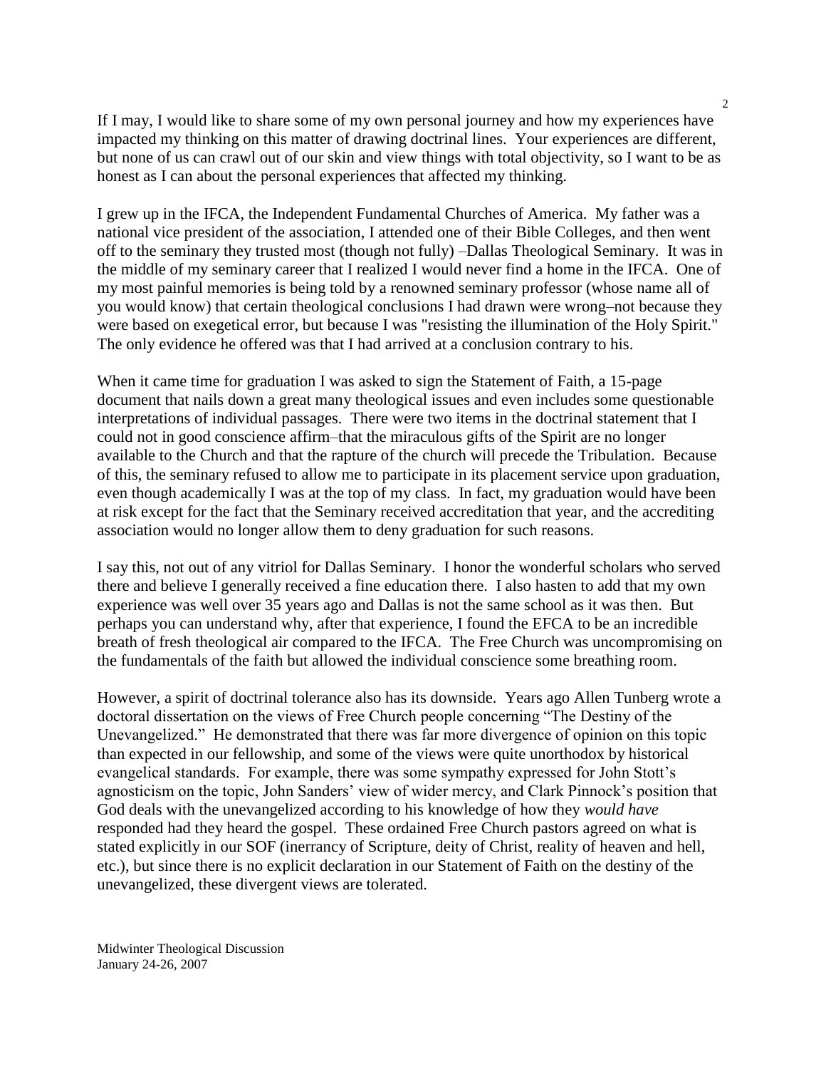If I may, I would like to share some of my own personal journey and how my experiences have impacted my thinking on this matter of drawing doctrinal lines. Your experiences are different, but none of us can crawl out of our skin and view things with total objectivity, so I want to be as honest as I can about the personal experiences that affected my thinking.

I grew up in the IFCA, the Independent Fundamental Churches of America. My father was a national vice president of the association, I attended one of their Bible Colleges, and then went off to the seminary they trusted most (though not fully) –Dallas Theological Seminary. It was in the middle of my seminary career that I realized I would never find a home in the IFCA. One of my most painful memories is being told by a renowned seminary professor (whose name all of you would know) that certain theological conclusions I had drawn were wrong–not because they were based on exegetical error, but because I was "resisting the illumination of the Holy Spirit." The only evidence he offered was that I had arrived at a conclusion contrary to his.

When it came time for graduation I was asked to sign the Statement of Faith, a 15-page document that nails down a great many theological issues and even includes some questionable interpretations of individual passages. There were two items in the doctrinal statement that I could not in good conscience affirm–that the miraculous gifts of the Spirit are no longer available to the Church and that the rapture of the church will precede the Tribulation. Because of this, the seminary refused to allow me to participate in its placement service upon graduation, even though academically I was at the top of my class. In fact, my graduation would have been at risk except for the fact that the Seminary received accreditation that year, and the accrediting association would no longer allow them to deny graduation for such reasons.

I say this, not out of any vitriol for Dallas Seminary. I honor the wonderful scholars who served there and believe I generally received a fine education there. I also hasten to add that my own experience was well over 35 years ago and Dallas is not the same school as it was then. But perhaps you can understand why, after that experience, I found the EFCA to be an incredible breath of fresh theological air compared to the IFCA. The Free Church was uncompromising on the fundamentals of the faith but allowed the individual conscience some breathing room.

However, a spirit of doctrinal tolerance also has its downside. Years ago Allen Tunberg wrote a doctoral dissertation on the views of Free Church people concerning "The Destiny of the Unevangelized." He demonstrated that there was far more divergence of opinion on this topic than expected in our fellowship, and some of the views were quite unorthodox by historical evangelical standards. For example, there was some sympathy expressed for John Stott's agnosticism on the topic, John Sanders' view of wider mercy, and Clark Pinnock's position that God deals with the unevangelized according to his knowledge of how they *would have* responded had they heard the gospel. These ordained Free Church pastors agreed on what is stated explicitly in our SOF (inerrancy of Scripture, deity of Christ, reality of heaven and hell, etc.), but since there is no explicit declaration in our Statement of Faith on the destiny of the unevangelized, these divergent views are tolerated.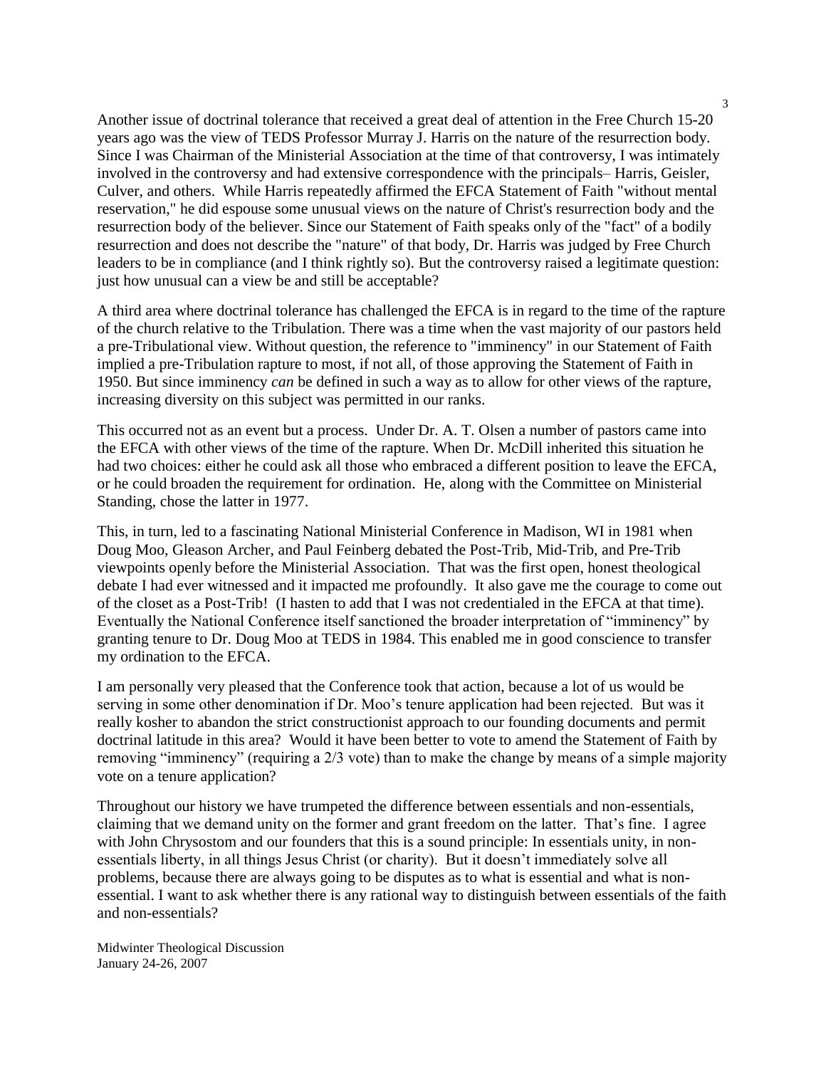Another issue of doctrinal tolerance that received a great deal of attention in the Free Church 15-20 years ago was the view of TEDS Professor Murray J. Harris on the nature of the resurrection body. Since I was Chairman of the Ministerial Association at the time of that controversy, I was intimately involved in the controversy and had extensive correspondence with the principals– Harris, Geisler, Culver, and others. While Harris repeatedly affirmed the EFCA Statement of Faith "without mental reservation," he did espouse some unusual views on the nature of Christ's resurrection body and the resurrection body of the believer. Since our Statement of Faith speaks only of the "fact" of a bodily resurrection and does not describe the "nature" of that body, Dr. Harris was judged by Free Church leaders to be in compliance (and I think rightly so). But the controversy raised a legitimate question: just how unusual can a view be and still be acceptable?

A third area where doctrinal tolerance has challenged the EFCA is in regard to the time of the rapture of the church relative to the Tribulation. There was a time when the vast majority of our pastors held a pre-Tribulational view. Without question, the reference to "imminency" in our Statement of Faith implied a pre-Tribulation rapture to most, if not all, of those approving the Statement of Faith in 1950. But since imminency *can* be defined in such a way as to allow for other views of the rapture, increasing diversity on this subject was permitted in our ranks.

This occurred not as an event but a process. Under Dr. A. T. Olsen a number of pastors came into the EFCA with other views of the time of the rapture. When Dr. McDill inherited this situation he had two choices: either he could ask all those who embraced a different position to leave the EFCA, or he could broaden the requirement for ordination. He, along with the Committee on Ministerial Standing, chose the latter in 1977.

This, in turn, led to a fascinating National Ministerial Conference in Madison, WI in 1981 when Doug Moo, Gleason Archer, and Paul Feinberg debated the Post-Trib, Mid-Trib, and Pre-Trib viewpoints openly before the Ministerial Association. That was the first open, honest theological debate I had ever witnessed and it impacted me profoundly. It also gave me the courage to come out of the closet as a Post-Trib! (I hasten to add that I was not credentialed in the EFCA at that time). Eventually the National Conference itself sanctioned the broader interpretation of "imminency" by granting tenure to Dr. Doug Moo at TEDS in 1984. This enabled me in good conscience to transfer my ordination to the EFCA.

I am personally very pleased that the Conference took that action, because a lot of us would be serving in some other denomination if Dr. Moo's tenure application had been rejected. But was it really kosher to abandon the strict constructionist approach to our founding documents and permit doctrinal latitude in this area? Would it have been better to vote to amend the Statement of Faith by removing "imminency" (requiring a 2/3 vote) than to make the change by means of a simple majority vote on a tenure application?

Throughout our history we have trumpeted the difference between essentials and non-essentials, claiming that we demand unity on the former and grant freedom on the latter. That's fine. I agree with John Chrysostom and our founders that this is a sound principle: In essentials unity, in non-essentials liberty, in all things Jesus Christ (or charity). But it doesn't immediately solve all problems, because there are always going to be disputes as to what is essential and what is non-essential. I want to ask whether there is any rational way to distinguish between essentials of the faith and non-essentials?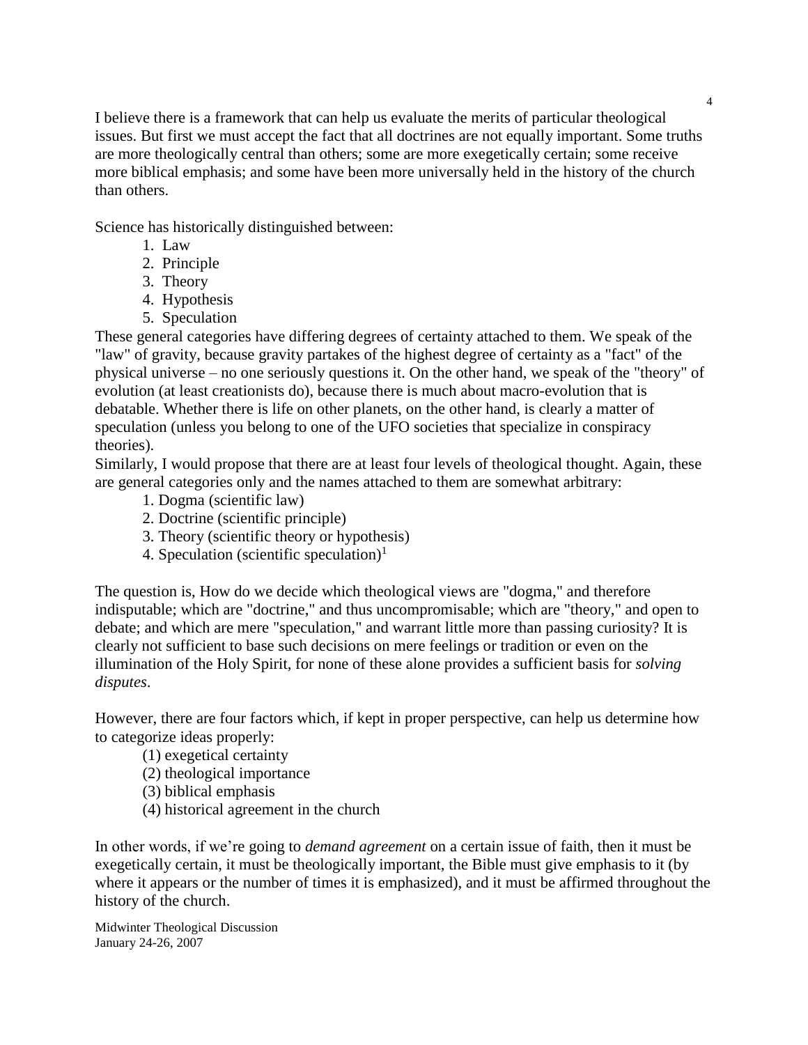I believe there is a framework that can help us evaluate the merits of particular theological issues. But first we must accept the fact that all doctrines are not equally important. Some truths are more theologically central than others; some are more exegetically certain; some receive more biblical emphasis; and some have been more universally held in the history of the church than others.

Science has historically distinguished between:

1. Law
2. Principle
3. Theory
4. Hypothesis
5. Speculation

These general categories have differing degrees of certainty attached to them. We speak of the "law" of gravity, because gravity partakes of the highest degree of certainty as a "fact" of the physical universe – no one seriously questions it. On the other hand, we speak of the "theory" of evolution (at least creationists do), because there is much about macro-evolution that is debatable. Whether there is life on other planets, on the other hand, is clearly a matter of speculation (unless you belong to one of the UFO societies that specialize in conspiracy theories).

Similarly, I would propose that there are at least four levels of theological thought. Again, these are general categories only and the names attached to them are somewhat arbitrary:

1. Dogma (scientific law)
2. Doctrine (scientific principle)
3. Theory (scientific theory or hypothesis)
4. Speculation (scientific speculation)[1]

The question is, How do we decide which theological views are "dogma," and therefore indisputable; which are "doctrine," and thus uncompromisable; which are "theory," and open to debate; and which are mere "speculation," and warrant little more than passing curiosity? It is clearly not sufficient to base such decisions on mere feelings or tradition or even on the illumination of the Holy Spirit, for none of these alone provides a sufficient basis for *solving disputes*.

However, there are four factors which, if kept in proper perspective, can help us determine how to categorize ideas properly:

(1) exegetical certainty
(2) theological importance
(3) biblical emphasis
(4) historical agreement in the church

In other words, if we're going to *demand agreement* on a certain issue of faith, then it must be exegetically certain, it must be theologically important, the Bible must give emphasis to it (by where it appears or the number of times it is emphasized), and it must be affirmed throughout the history of the church.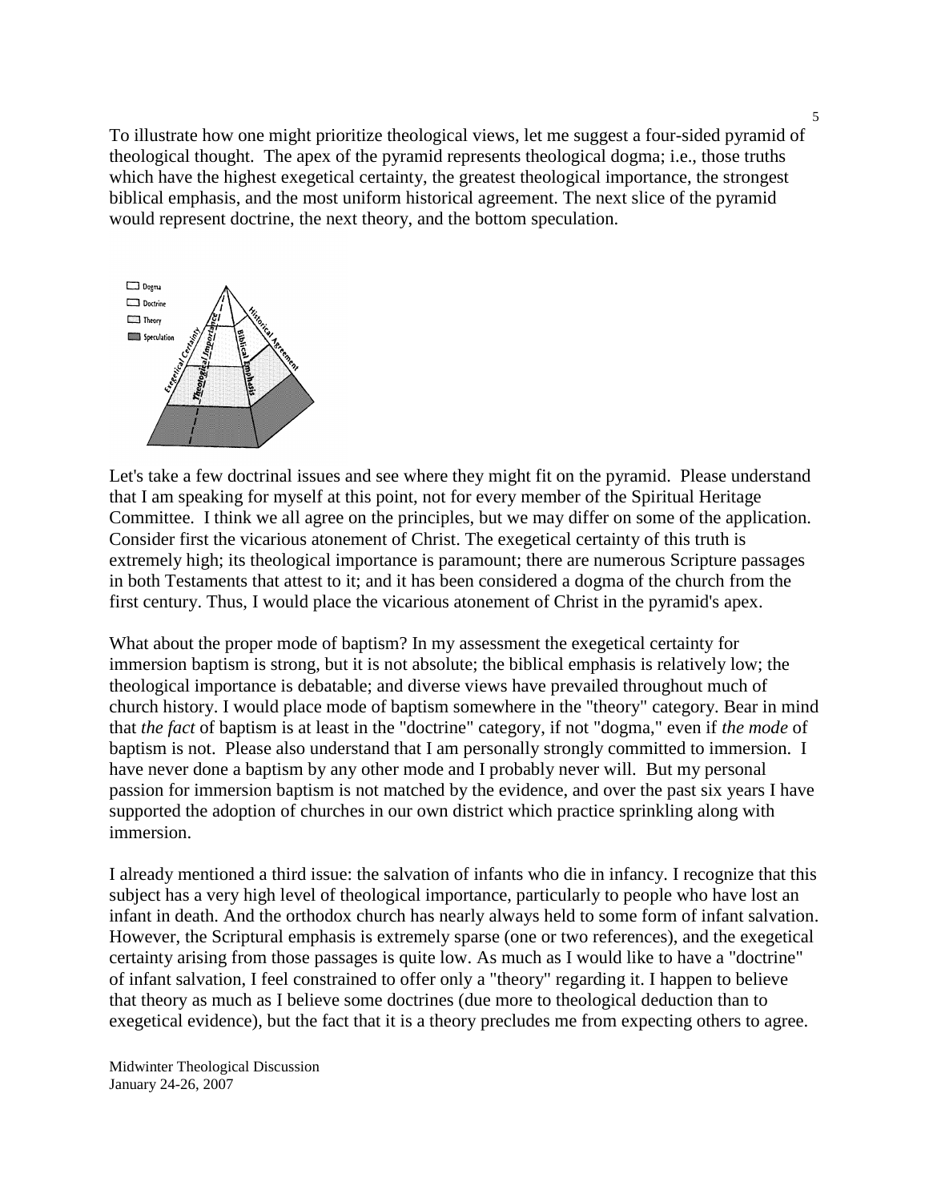To illustrate how one might prioritize theological views, let me suggest a four-sided pyramid of theological thought. The apex of the pyramid represents theological dogma; i.e., those truths which have the highest exegetical certainty, the greatest theological importance, the strongest biblical emphasis, and the most uniform historical agreement. The next slice of the pyramid would represent doctrine, the next theory, and the bottom speculation.

Let's take a few doctrinal issues and see where they might fit on the pyramid. Please understand that I am speaking for myself at this point, not for every member of the Spiritual Heritage Committee. I think we all agree on the principles, but we may differ on some of the application. Consider first the vicarious atonement of Christ. The exegetical certainty of this truth is extremely high; its theological importance is paramount; there are numerous Scripture passages in both Testaments that attest to it; and it has been considered a dogma of the church from the first century. Thus, I would place the vicarious atonement of Christ in the pyramid's apex.

What about the proper mode of baptism? In my assessment the exegetical certainty for immersion baptism is strong, but it is not absolute; the biblical emphasis is relatively low; the theological importance is debatable; and diverse views have prevailed throughout much of church history. I would place mode of baptism somewhere in the "theory" category. Bear in mind that *the fact* of baptism is at least in the "doctrine" category, if not "dogma," even if *the mode* of baptism is not. Please also understand that I am personally strongly committed to immersion. I have never done a baptism by any other mode and I probably never will. But my personal passion for immersion baptism is not matched by the evidence, and over the past six years I have supported the adoption of churches in our own district which practice sprinkling along with immersion.

I already mentioned a third issue: the salvation of infants who die in infancy. I recognize that this subject has a very high level of theological importance, particularly to people who have lost an infant in death. And the orthodox church has nearly always held to some form of infant salvation. However, the Scriptural emphasis is extremely sparse (one or two references), and the exegetical certainty arising from those passages is quite low. As much as I would like to have a "doctrine" of infant salvation, I feel constrained to offer only a "theory" regarding it. I happen to believe that theory as much as I believe some doctrines (due more to theological deduction than to exegetical evidence), but the fact that it is a theory precludes me from expecting others to agree.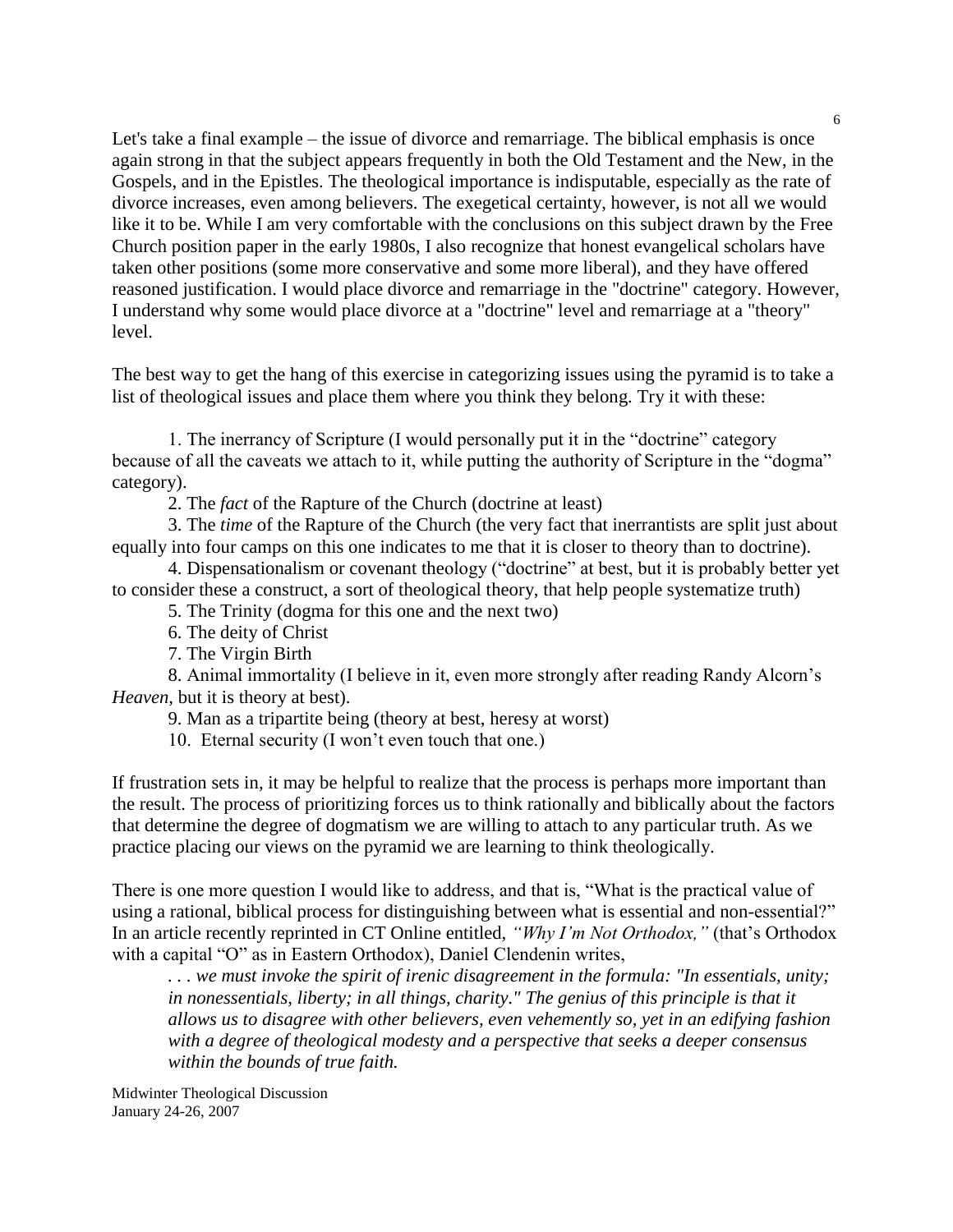Let's take a final example – the issue of divorce and remarriage. The biblical emphasis is once again strong in that the subject appears frequently in both the Old Testament and the New, in the Gospels, and in the Epistles. The theological importance is indisputable, especially as the rate of divorce increases, even among believers. The exegetical certainty, however, is not all we would like it to be. While I am very comfortable with the conclusions on this subject drawn by the Free Church position paper in the early 1980s, I also recognize that honest evangelical scholars have taken other positions (some more conservative and some more liberal), and they have offered reasoned justification. I would place divorce and remarriage in the "doctrine" category. However, I understand why some would place divorce at a "doctrine" level and remarriage at a "theory" level.

The best way to get the hang of this exercise in categorizing issues using the pyramid is to take a list of theological issues and place them where you think they belong. Try it with these:

1. The inerrancy of Scripture (I would personally put it in the "doctrine" category because of all the caveats we attach to it, while putting the authority of Scripture in the "dogma" category).
2. The *fact* of the Rapture of the Church (doctrine at least)
3. The *time* of the Rapture of the Church (the very fact that inerrantists are split just about equally into four camps on this one indicates to me that it is closer to theory than to doctrine).
4. Dispensationalism or covenant theology ("doctrine" at best, but it is probably better yet to consider these a construct, a sort of theological theory, that help people systematize truth)
5. The Trinity (dogma for this one and the next two)
6. The deity of Christ
7. The Virgin Birth
8. Animal immortality (I believe in it, even more strongly after reading Randy Alcorn's *Heaven*, but it is theory at best).
9. Man as a tripartite being (theory at best, heresy at worst)
10. Eternal security (I won't even touch that one.)

If frustration sets in, it may be helpful to realize that the process is perhaps more important than the result. The process of prioritizing forces us to think rationally and biblically about the factors that determine the degree of dogmatism we are willing to attach to any particular truth. As we practice placing our views on the pyramid we are learning to think theologically.

There is one more question I would like to address, and that is, "What is the practical value of using a rational, biblical process for distinguishing between what is essential and non-essential?" In an article recently reprinted in CT Online entitled, *"Why I'm Not Orthodox,"* (that's Orthodox with a capital "O" as in Eastern Orthodox), Daniel Clendenin writes,

> *. . . we must invoke the spirit of irenic disagreement in the formula: "In essentials, unity; in nonessentials, liberty; in all things, charity." The genius of this principle is that it allows us to disagree with other believers, even vehemently so, yet in an edifying fashion with a degree of theological modesty and a perspective that seeks a deeper consensus within the bounds of true faith.*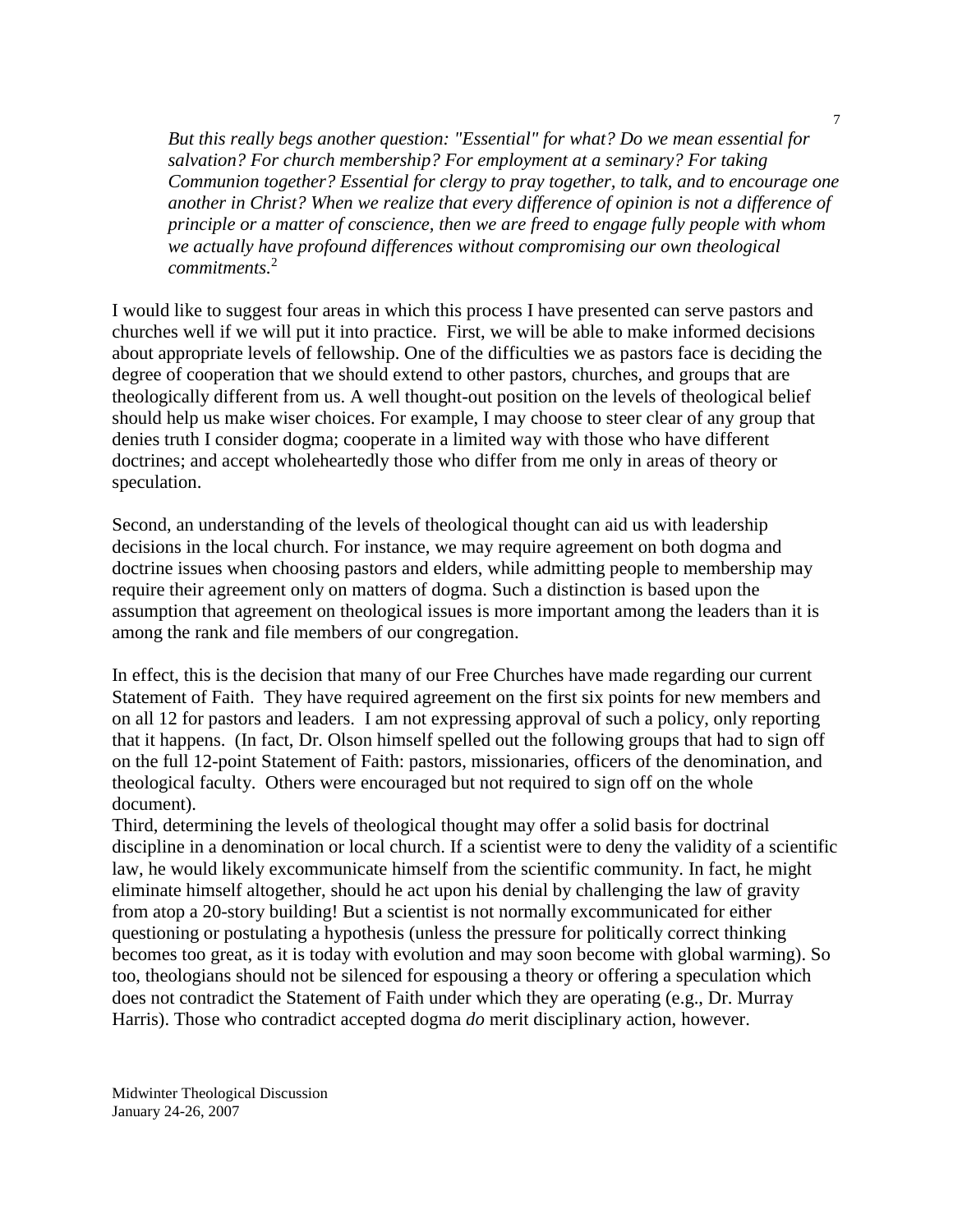*But this really begs another question: "Essential" for what? Do we mean essential for salvation? For church membership? For employment at a seminary? For taking Communion together? Essential for clergy to pray together, to talk, and to encourage one another in Christ? When we realize that every difference of opinion is not a difference of principle or a matter of conscience, then we are freed to engage fully people with whom we actually have profound differences without compromising our own theological commitments.*[2]

I would like to suggest four areas in which this process I have presented can serve pastors and churches well if we will put it into practice. First, we will be able to make informed decisions about appropriate levels of fellowship. One of the difficulties we as pastors face is deciding the degree of cooperation that we should extend to other pastors, churches, and groups that are theologically different from us. A well thought-out position on the levels of theological belief should help us make wiser choices. For example, I may choose to steer clear of any group that denies truth I consider dogma; cooperate in a limited way with those who have different doctrines; and accept wholeheartedly those who differ from me only in areas of theory or speculation.

Second, an understanding of the levels of theological thought can aid us with leadership decisions in the local church. For instance, we may require agreement on both dogma and doctrine issues when choosing pastors and elders, while admitting people to membership may require their agreement only on matters of dogma. Such a distinction is based upon the assumption that agreement on theological issues is more important among the leaders than it is among the rank and file members of our congregation.

In effect, this is the decision that many of our Free Churches have made regarding our current Statement of Faith. They have required agreement on the first six points for new members and on all 12 for pastors and leaders. I am not expressing approval of such a policy, only reporting that it happens. (In fact, Dr. Olson himself spelled out the following groups that had to sign off on the full 12-point Statement of Faith: pastors, missionaries, officers of the denomination, and theological faculty. Others were encouraged but not required to sign off on the whole document).

Third, determining the levels of theological thought may offer a solid basis for doctrinal discipline in a denomination or local church. If a scientist were to deny the validity of a scientific law, he would likely excommunicate himself from the scientific community. In fact, he might eliminate himself altogether, should he act upon his denial by challenging the law of gravity from atop a 20-story building! But a scientist is not normally excommunicated for either questioning or postulating a hypothesis (unless the pressure for politically correct thinking becomes too great, as it is today with evolution and may soon become with global warming). So too, theologians should not be silenced for espousing a theory or offering a speculation which does not contradict the Statement of Faith under which they are operating (e.g., Dr. Murray Harris). Those who contradict accepted dogma *do* merit disciplinary action, however.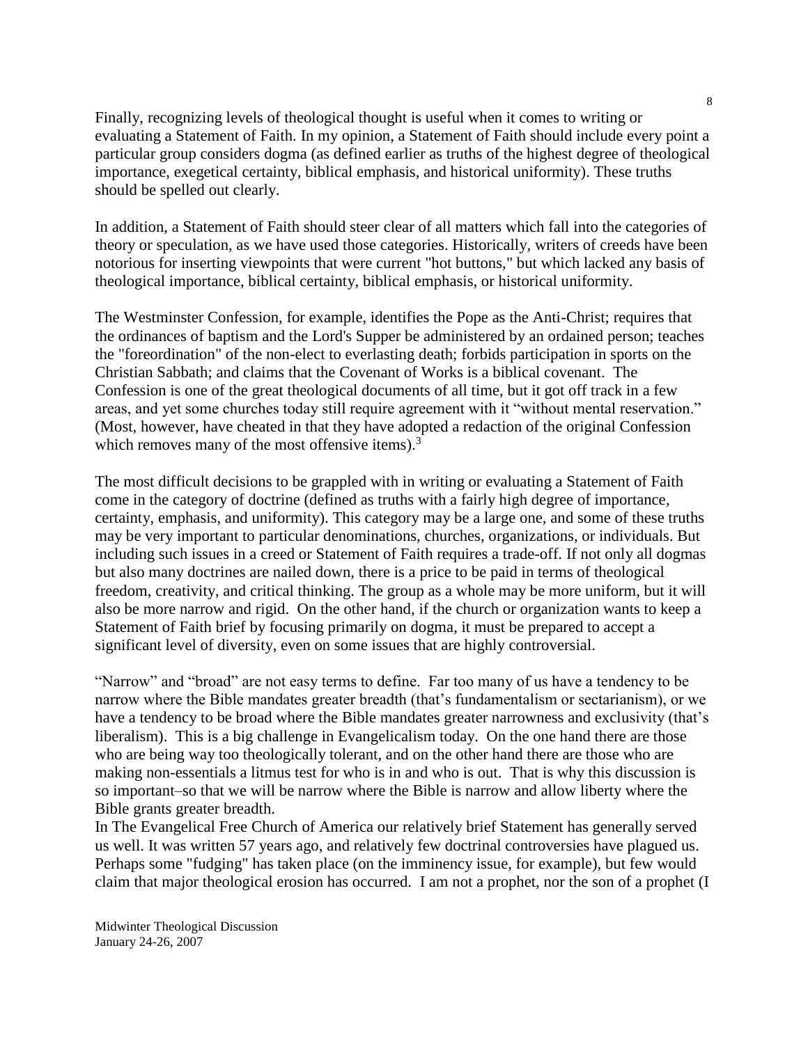Finally, recognizing levels of theological thought is useful when it comes to writing or evaluating a Statement of Faith. In my opinion, a Statement of Faith should include every point a particular group considers dogma (as defined earlier as truths of the highest degree of theological importance, exegetical certainty, biblical emphasis, and historical uniformity). These truths should be spelled out clearly.

In addition, a Statement of Faith should steer clear of all matters which fall into the categories of theory or speculation, as we have used those categories. Historically, writers of creeds have been notorious for inserting viewpoints that were current "hot buttons," but which lacked any basis of theological importance, biblical certainty, biblical emphasis, or historical uniformity.

The Westminster Confession, for example, identifies the Pope as the Anti-Christ; requires that the ordinances of baptism and the Lord's Supper be administered by an ordained person; teaches the "foreordination" of the non-elect to everlasting death; forbids participation in sports on the Christian Sabbath; and claims that the Covenant of Works is a biblical covenant. The Confession is one of the great theological documents of all time, but it got off track in a few areas, and yet some churches today still require agreement with it "without mental reservation." (Most, however, have cheated in that they have adopted a redaction of the original Confession which removes many of the most offensive items).[3]

The most difficult decisions to be grappled with in writing or evaluating a Statement of Faith come in the category of doctrine (defined as truths with a fairly high degree of importance, certainty, emphasis, and uniformity). This category may be a large one, and some of these truths may be very important to particular denominations, churches, organizations, or individuals. But including such issues in a creed or Statement of Faith requires a trade-off. If not only all dogmas but also many doctrines are nailed down, there is a price to be paid in terms of theological freedom, creativity, and critical thinking. The group as a whole may be more uniform, but it will also be more narrow and rigid. On the other hand, if the church or organization wants to keep a Statement of Faith brief by focusing primarily on dogma, it must be prepared to accept a significant level of diversity, even on some issues that are highly controversial.

"Narrow" and "broad" are not easy terms to define. Far too many of us have a tendency to be narrow where the Bible mandates greater breadth (that's fundamentalism or sectarianism), or we have a tendency to be broad where the Bible mandates greater narrowness and exclusivity (that's liberalism). This is a big challenge in Evangelicalism today. On the one hand there are those who are being way too theologically tolerant, and on the other hand there are those who are making non-essentials a litmus test for who is in and who is out. That is why this discussion is so important–so that we will be narrow where the Bible is narrow and allow liberty where the Bible grants greater breadth.

In The Evangelical Free Church of America our relatively brief Statement has generally served us well. It was written 57 years ago, and relatively few doctrinal controversies have plagued us. Perhaps some "fudging" has taken place (on the imminency issue, for example), but few would claim that major theological erosion has occurred. I am not a prophet, nor the son of a prophet (I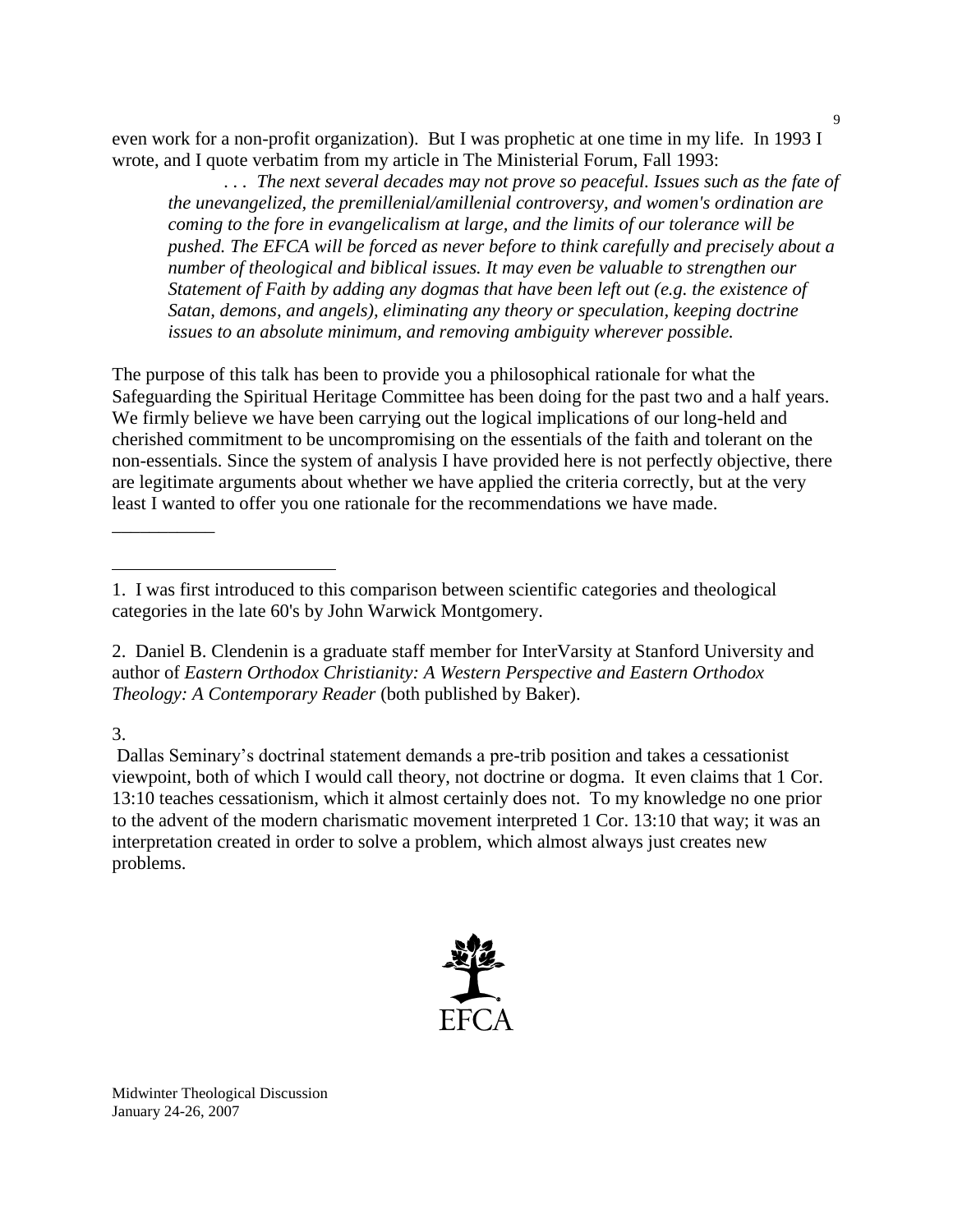even work for a non-profit organization). But I was prophetic at one time in my life. In 1993 I wrote, and I quote verbatim from my article in The Ministerial Forum, Fall 1993:

> *. . . The next several decades may not prove so peaceful. Issues such as the fate of the unevangelized, the premillenial/amillenial controversy, and women's ordination are coming to the fore in evangelicalism at large, and the limits of our tolerance will be pushed. The EFCA will be forced as never before to think carefully and precisely about a number of theological and biblical issues. It may even be valuable to strengthen our Statement of Faith by adding any dogmas that have been left out (e.g. the existence of Satan, demons, and angels), eliminating any theory or speculation, keeping doctrine issues to an absolute minimum, and removing ambiguity wherever possible.*

The purpose of this talk has been to provide you a philosophical rationale for what the Safeguarding the Spiritual Heritage Committee has been doing for the past two and a half years. We firmly believe we have been carrying out the logical implications of our long-held and cherished commitment to be uncompromising on the essentials of the faith and tolerant on the non-essentials. Since the system of analysis I have provided here is not perfectly objective, there are legitimate arguments about whether we have applied the criteria correctly, but at the very least I wanted to offer you one rationale for the recommendations we have made.

___________

---

1. I was first introduced to this comparison between scientific categories and theological categories in the late 60's by John Warwick Montgomery.

2. Daniel B. Clendenin is a graduate staff member for InterVarsity at Stanford University and author of *Eastern Orthodox Christianity: A Western Perspective and Eastern Orthodox Theology: A Contemporary Reader* (both published by Baker).

3.

Dallas Seminary's doctrinal statement demands a pre-trib position and takes a cessationist viewpoint, both of which I would call theory, not doctrine or dogma. It even claims that 1 Cor. 13:10 teaches cessationism, which it almost certainly does not. To my knowledge no one prior to the advent of the modern charismatic movement interpreted 1 Cor. 13:10 that way; it was an interpretation created in order to solve a problem, which almost always just creates new problems.

EFCA

Midwinter Theological Discussion
January 24-26, 2007